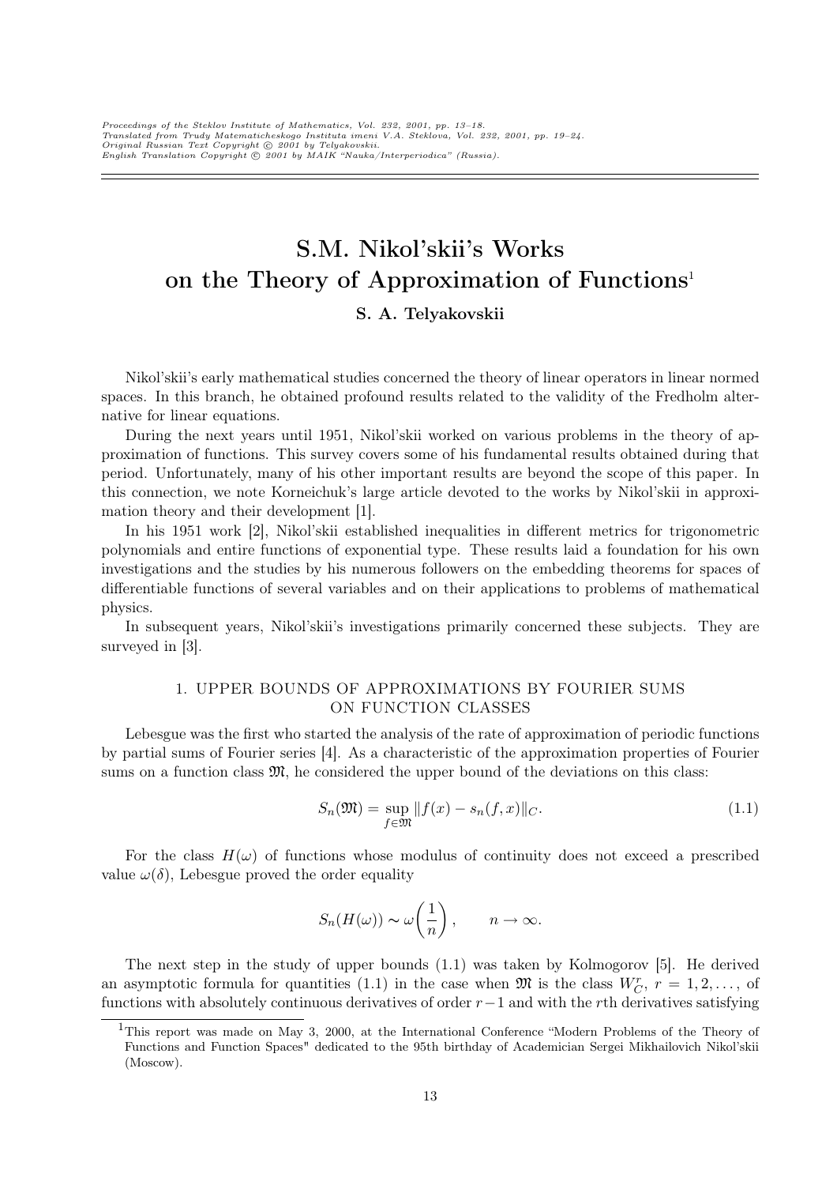# S.M. Nikol'skii's Works on the Theory of Approximation of Functions[1]

**S. A. Telyakovskii**

Nikol'skii's early mathematical studies concerned the theory of linear operators in linear normed spaces. In this branch, he obtained profound results related to the validity of the Fredholm alternative for linear equations.

During the next years until 1951, Nikol'skii worked on various problems in the theory of approximation of functions. This survey covers some of his fundamental results obtained during that period. Unfortunately, many of his other important results are beyond the scope of this paper. In this connection, we note Korneichuk's large article devoted to the works by Nikol'skii in approximation theory and their development [1].

In his 1951 work [2], Nikol'skii established inequalities in different metrics for trigonometric polynomials and entire functions of exponential type. These results laid a foundation for his own investigations and the studies by his numerous followers on the embedding theorems for spaces of differentiable functions of several variables and on their applications to problems of mathematical physics.

In subsequent years, Nikol'skii's investigations primarily concerned these subjects. They are surveyed in [3].

## 1. UPPER BOUNDS OF APPROXIMATIONS BY FOURIER SUMS ON FUNCTION CLASSES

Lebesgue was the first who started the analysis of the rate of approximation of periodic functions by partial sums of Fourier series [4]. As a characteristic of the approximation properties of Fourier sums on a function class $\mathfrak{M}$, he considered the upper bound of the deviations on this class:

$$S_n(\mathfrak{M}) = \sup_{f\in\mathfrak{M}} \|f(x) - s_n(f,x)\|_C. \tag{1.1}$$

For the class $H(\omega)$ of functions whose modulus of continuity does not exceed a prescribed value $\omega(\delta)$, Lebesgue proved the order equality

$$S_n(H(\omega)) \sim \omega\left(\frac{1}{n}\right), \qquad n\to\infty.$$

The next step in the study of upper bounds (1.1) was taken by Kolmogorov [5]. He derived an asymptotic formula for quantities (1.1) in the case when $\mathfrak{M}$ is the class $W_C^r$, $r = 1, 2, \dots$, of functions with absolutely continuous derivatives of order $r-1$ and with the $r$th derivatives satisfying

[1] This report was made on May 3, 2000, at the International Conference "Modern Problems of the Theory of Functions and Function Spaces" dedicated to the 95th birthday of Academician Sergei Mikhailovich Nikol'skii (Moscow).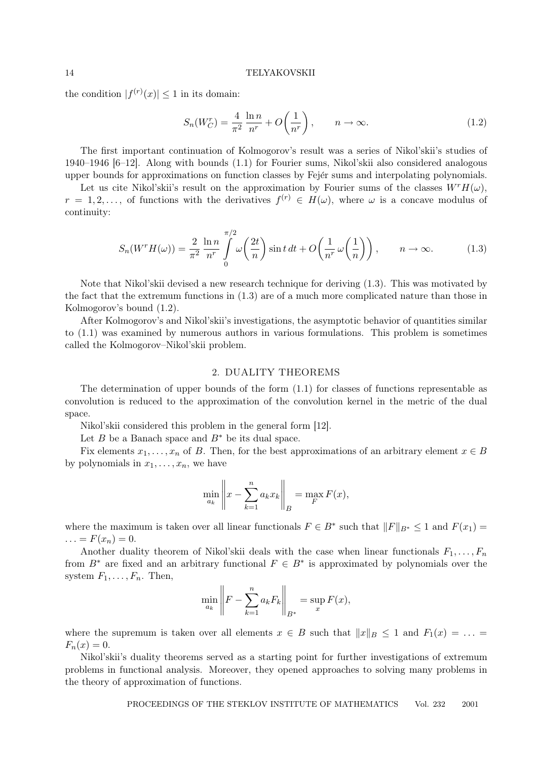the condition $|f^{(r)}(x)| \le 1$ in its domain:

$$S_n(W^r_C) = \frac{4}{\pi^2}\,\frac{\ln n}{n^r} + O\biggl(\frac{1}{n^r}\biggr), \qquad n \to \infty. \tag{1.2}$$

The first important continuation of Kolmogorov's result was a series of Nikol'skii's studies of 1940–1946 [6–12]. Along with bounds (1.1) for Fourier sums, Nikol'skii also considered analogous upper bounds for approximations on function classes by Fejér sums and interpolating polynomials.

Let us cite Nikol'skii's result on the approximation by Fourier sums of the classes $W^rH(\omega)$, $r = 1, 2, \dots,$ of functions with the derivatives $f^{(r)} \in H(\omega)$, where $\omega$ is a concave modulus of continuity:

$$S_n(W^rH(\omega)) = \frac{2}{\pi^2}\,\frac{\ln n}{n^r}\int\limits_0^{\pi/2} \omega\biggl(\frac{2t}{n}\biggr)\sin t\,dt + O\biggl(\frac{1}{n^r}\,\omega\biggl(\frac{1}{n}\biggr)\biggr), \qquad n \to \infty. \tag{1.3}$$

Note that Nikol'skii devised a new research technique for deriving (1.3). This was motivated by the fact that the extremum functions in (1.3) are of a much more complicated nature than those in Kolmogorov's bound (1.2).

After Kolmogorov's and Nikol'skii's investigations, the asymptotic behavior of quantities similar to (1.1) was examined by numerous authors in various formulations. This problem is sometimes called the Kolmogorov–Nikol'skii problem.

## 2. DUALITY THEOREMS

The determination of upper bounds of the form (1.1) for classes of functions representable as convolution is reduced to the approximation of the convolution kernel in the metric of the dual space.

Nikol'skii considered this problem in the general form [12].

Let $B$ be a Banach space and $B^*$ be its dual space.

Fix elements $x_1, \dots, x_n$ of $B$. Then, for the best approximations of an arbitrary element $x \in B$ by polynomials in $x_1, \dots, x_n$, we have

$$\min_{a_k}\biggl\| x - \sum_{k=1}^n a_k x_k \biggr\|_B = \max_F F(x),$$

where the maximum is taken over all linear functionals $F \in B^*$ such that $\|F\|_{B^*} \le 1$ and $F(x_1) = \ldots = F(x_n) = 0$.

Another duality theorem of Nikol'skii deals with the case when linear functionals $F_1, \dots, F_n$ from $B^*$ are fixed and an arbitrary functional $F \in B^*$ is approximated by polynomials over the system $F_1, \dots, F_n$. Then,

$$\min_{a_k}\biggl\| F - \sum_{k=1}^n a_k F_k \biggr\|_{B^*} = \sup_x F(x),$$

where the supremum is taken over all elements $x \in B$ such that $\|x\|_B \le 1$ and $F_1(x) = \ldots = F_n(x) = 0$.

Nikol'skii's duality theorems served as a starting point for further investigations of extremum problems in functional analysis. Moreover, they opened approaches to solving many problems in the theory of approximation of functions.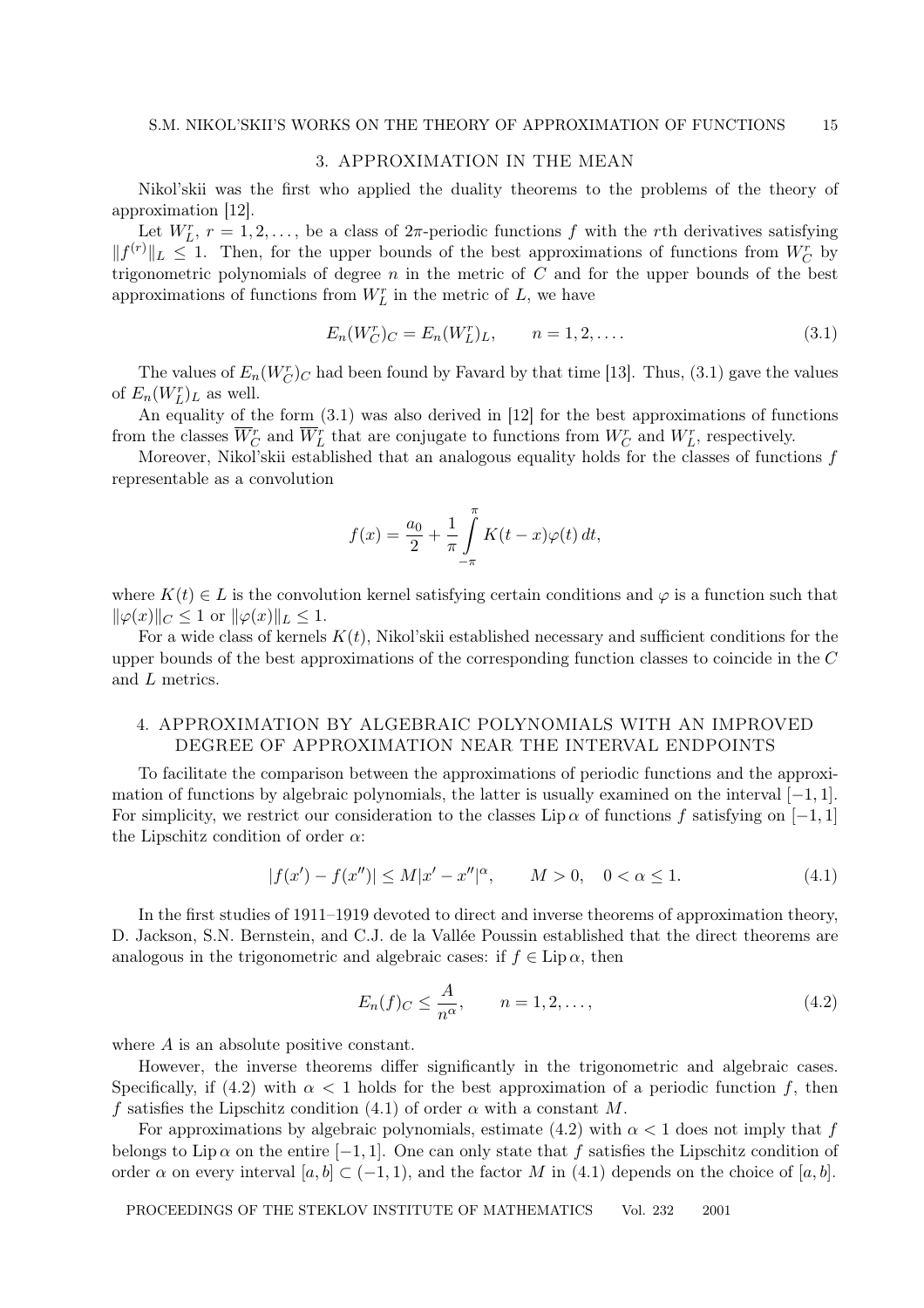## 3. APPROXIMATION IN THE MEAN

Nikol'skii was the first who applied the duality theorems to the problems of the theory of approximation [12].

Let $W_L^r$, $r = 1, 2, \dots$, be a class of $2\pi$-periodic functions $f$ with the $r$th derivatives satisfying $\|f^{(r)}\|_L \le 1$. Then, for the upper bounds of the best approximations of functions from $W_C^r$ by trigonometric polynomials of degree $n$ in the metric of $C$ and for the upper bounds of the best approximations of functions from $W_L^r$ in the metric of $L$, we have

$$E_n(W_C^r)_C = E_n(W_L^r)_L, \qquad n = 1, 2, \dots. \tag{3.1}$$

The values of $E_n(W_C^r)_C$ had been found by Favard by that time [13]. Thus, (3.1) gave the values of $E_n(W_L^r)_L$ as well.

An equality of the form (3.1) was also derived in [12] for the best approximations of functions from the classes $\overline{W}_C^r$ and $\overline{W}_L^r$ that are conjugate to functions from $W_C^r$ and $W_L^r$, respectively.

Moreover, Nikol'skii established that an analogous equality holds for the classes of functions $f$ representable as a convolution

$$f(x) = \frac{a_0}{2} + \frac{1}{\pi} \int\limits_{-\pi}^{\pi} K(t - x)\varphi(t)\,dt,$$

where $K(t) \in L$ is the convolution kernel satisfying certain conditions and $\varphi$ is a function such that $\|\varphi(x)\|_C \le 1$ or $\|\varphi(x)\|_L \le 1$.

For a wide class of kernels $K(t)$, Nikol'skii established necessary and sufficient conditions for the upper bounds of the best approximations of the corresponding function classes to coincide in the $C$ and $L$ metrics.

## 4. APPROXIMATION BY ALGEBRAIC POLYNOMIALS WITH AN IMPROVED DEGREE OF APPROXIMATION NEAR THE INTERVAL ENDPOINTS

To facilitate the comparison between the approximations of periodic functions and the approximation of functions by algebraic polynomials, the latter is usually examined on the interval $[-1, 1]$. For simplicity, we restrict our consideration to the classes $\operatorname{Lip}\alpha$ of functions $f$ satisfying on $[-1, 1]$ the Lipschitz condition of order $\alpha$:

$$|f(x') - f(x'')| \le M|x' - x''|^\alpha, \qquad M > 0, \quad 0 < \alpha \le 1. \tag{4.1}$$

In the first studies of 1911–1919 devoted to direct and inverse theorems of approximation theory, D. Jackson, S.N. Bernstein, and C.J. de la Vallée Poussin established that the direct theorems are analogous in the trigonometric and algebraic cases: if $f \in \operatorname{Lip}\alpha$, then

$$E_n(f)_C \le \frac{A}{n^\alpha}, \qquad n = 1, 2, \dots, \tag{4.2}$$

where $A$ is an absolute positive constant.

However, the inverse theorems differ significantly in the trigonometric and algebraic cases. Specifically, if (4.2) with $\alpha < 1$ holds for the best approximation of a periodic function $f$, then $f$ satisfies the Lipschitz condition (4.1) of order $\alpha$ with a constant $M$.

For approximations by algebraic polynomials, estimate (4.2) with $\alpha < 1$ does not imply that $f$ belongs to $\operatorname{Lip}\alpha$ on the entire $[-1, 1]$. One can only state that $f$ satisfies the Lipschitz condition of order $\alpha$ on every interval $[a, b] \subset (-1, 1)$, and the factor $M$ in (4.1) depends on the choice of $[a, b]$.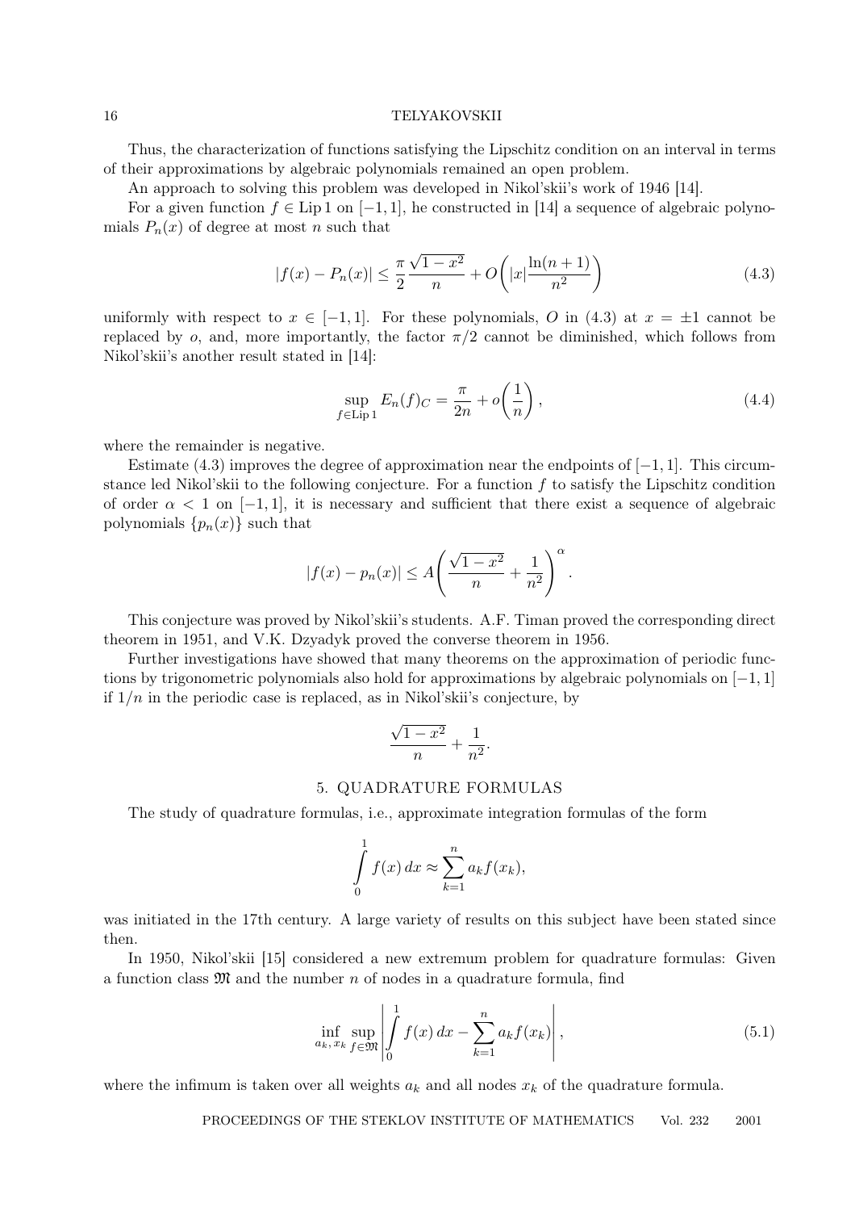Thus, the characterization of functions satisfying the Lipschitz condition on an interval in terms of their approximations by algebraic polynomials remained an open problem.

An approach to solving this problem was developed in Nikol'skii's work of 1946 [14].

For a given function $f \in \operatorname{Lip} 1$ on $[-1,1]$, he constructed in [14] a sequence of algebraic polynomials $P_n(x)$ of degree at most $n$ such that

$$|f(x) - P_n(x)| \le \frac{\pi}{2}\frac{\sqrt{1-x^2}}{n} + O\left(|x|\frac{\ln(n+1)}{n^2}\right) \tag{4.3}$$

uniformly with respect to $x \in [-1,1]$. For these polynomials, $O$ in (4.3) at $x = \pm 1$ cannot be replaced by $o$, and, more importantly, the factor $\pi/2$ cannot be diminished, which follows from Nikol'skii's another result stated in [14]:

$$\sup_{f \in \operatorname{Lip} 1} E_n(f)_C = \frac{\pi}{2n} + o\left(\frac{1}{n}\right), \tag{4.4}$$

where the remainder is negative.

Estimate (4.3) improves the degree of approximation near the endpoints of $[-1,1]$. This circumstance led Nikol'skii to the following conjecture. For a function $f$ to satisfy the Lipschitz condition of order $\alpha < 1$ on $[-1,1]$, it is necessary and sufficient that there exist a sequence of algebraic polynomials $\{p_n(x)\}$ such that

$$|f(x) - p_n(x)| \le A\left(\frac{\sqrt{1-x^2}}{n} + \frac{1}{n^2}\right)^{\alpha}.$$

This conjecture was proved by Nikol'skii's students. A.F. Timan proved the corresponding direct theorem in 1951, and V.K. Dzyadyk proved the converse theorem in 1956.

Further investigations have showed that many theorems on the approximation of periodic functions by trigonometric polynomials also hold for approximations by algebraic polynomials on $[-1,1]$ if $1/n$ in the periodic case is replaced, as in Nikol'skii's conjecture, by

$$\frac{\sqrt{1-x^2}}{n} + \frac{1}{n^2}.$$

## 5. QUADRATURE FORMULAS

The study of quadrature formulas, i.e., approximate integration formulas of the form

$$\int_0^1 f(x)\,dx \approx \sum_{k=1}^{n} a_k f(x_k),$$

was initiated in the 17th century. A large variety of results on this subject have been stated since then.

In 1950, Nikol'skii [15] considered a new extremum problem for quadrature formulas: Given a function class $\mathfrak{M}$ and the number $n$ of nodes in a quadrature formula, find

$$\inf_{a_k,\, x_k} \sup_{f \in \mathfrak{M}} \left| \int_0^1 f(x)\,dx - \sum_{k=1}^{n} a_k f(x_k) \right|, \tag{5.1}$$

where the infimum is taken over all weights $a_k$ and all nodes $x_k$ of the quadrature formula.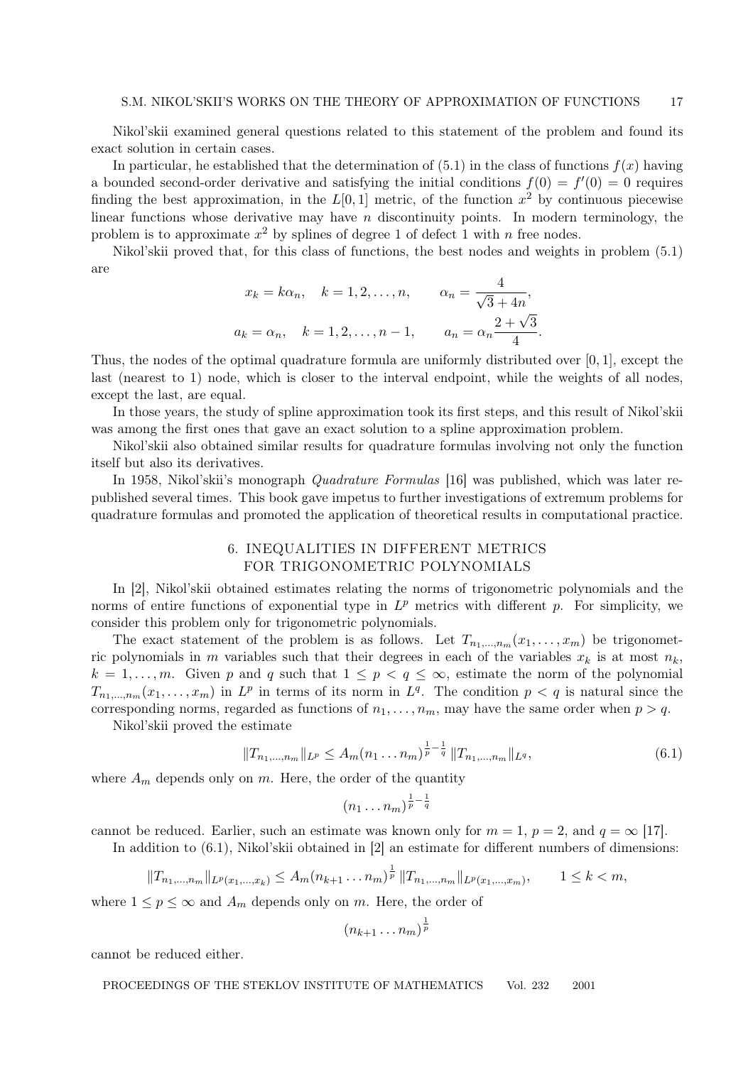Nikol'skii examined general questions related to this statement of the problem and found its exact solution in certain cases.

In particular, he established that the determination of (5.1) in the class of functions $f(x)$ having a bounded second-order derivative and satisfying the initial conditions $f(0) = f'(0) = 0$ requires finding the best approximation, in the $L[0,1]$ metric, of the function $x^2$ by continuous piecewise linear functions whose derivative may have $n$ discontinuity points. In modern terminology, the problem is to approximate $x^2$ by splines of degree 1 of defect 1 with $n$ free nodes.

Nikol'skii proved that, for this class of functions, the best nodes and weights in problem (5.1) are

$$x_k = k\alpha_n, \quad k = 1, 2, \dots, n, \qquad \alpha_n = \frac{4}{\sqrt{3} + 4n},$$

$$a_k = \alpha_n, \quad k = 1, 2, \dots, n-1, \qquad a_n = \alpha_n \frac{2 + \sqrt{3}}{4}.$$

Thus, the nodes of the optimal quadrature formula are uniformly distributed over $[0,1]$, except the last (nearest to 1) node, which is closer to the interval endpoint, while the weights of all nodes, except the last, are equal.

In those years, the study of spline approximation took its first steps, and this result of Nikol'skii was among the first ones that gave an exact solution to a spline approximation problem.

Nikol'skii also obtained similar results for quadrature formulas involving not only the function itself but also its derivatives.

In 1958, Nikol'skii's monograph *Quadrature Formulas* [16] was published, which was later republished several times. This book gave impetus to further investigations of extremum problems for quadrature formulas and promoted the application of theoretical results in computational practice.

## 6. INEQUALITIES IN DIFFERENT METRICS FOR TRIGONOMETRIC POLYNOMIALS

In [2], Nikol'skii obtained estimates relating the norms of trigonometric polynomials and the norms of entire functions of exponential type in $L^p$ metrics with different $p$. For simplicity, we consider this problem only for trigonometric polynomials.

The exact statement of the problem is as follows. Let $T_{n_1,\dots,n_m}(x_1, \dots, x_m)$ be trigonometric polynomials in $m$ variables such that their degrees in each of the variables $x_k$ is at most $n_k$, $k = 1, \dots, m$. Given $p$ and $q$ such that $1 \le p < q \le \infty$, estimate the norm of the polynomial $T_{n_1,\dots,n_m}(x_1, \dots, x_m)$ in $L^p$ in terms of its norm in $L^q$. The condition $p < q$ is natural since the corresponding norms, regarded as functions of $n_1, \dots, n_m$, may have the same order when $p > q$.

Nikol'skii proved the estimate

$$\|T_{n_1,\dots,n_m}\|_{L^p} \le A_m (n_1 \dots n_m)^{\frac{1}{p} - \frac{1}{q}} \|T_{n_1,\dots,n_m}\|_{L^q}, \tag{6.1}$$

where $A_m$ depends only on $m$. Here, the order of the quantity

$$(n_1 \dots n_m)^{\frac{1}{p} - \frac{1}{q}}$$

cannot be reduced. Earlier, such an estimate was known only for $m = 1$, $p = 2$, and $q = \infty$ [17].

In addition to (6.1), Nikol'skii obtained in [2] an estimate for different numbers of dimensions:

$$\|T_{n_1,\dots,n_m}\|_{L^p(x_1,\dots,x_k)} \le A_m (n_{k+1} \dots n_m)^{\frac{1}{p}} \|T_{n_1,\dots,n_m}\|_{L^p(x_1,\dots,x_m)}, \qquad 1 \le k < m,$$

where $1 \le p \le \infty$ and $A_m$ depends only on $m$. Here, the order of

$$(n_{k+1} \dots n_m)^{\frac{1}{p}}$$

cannot be reduced either.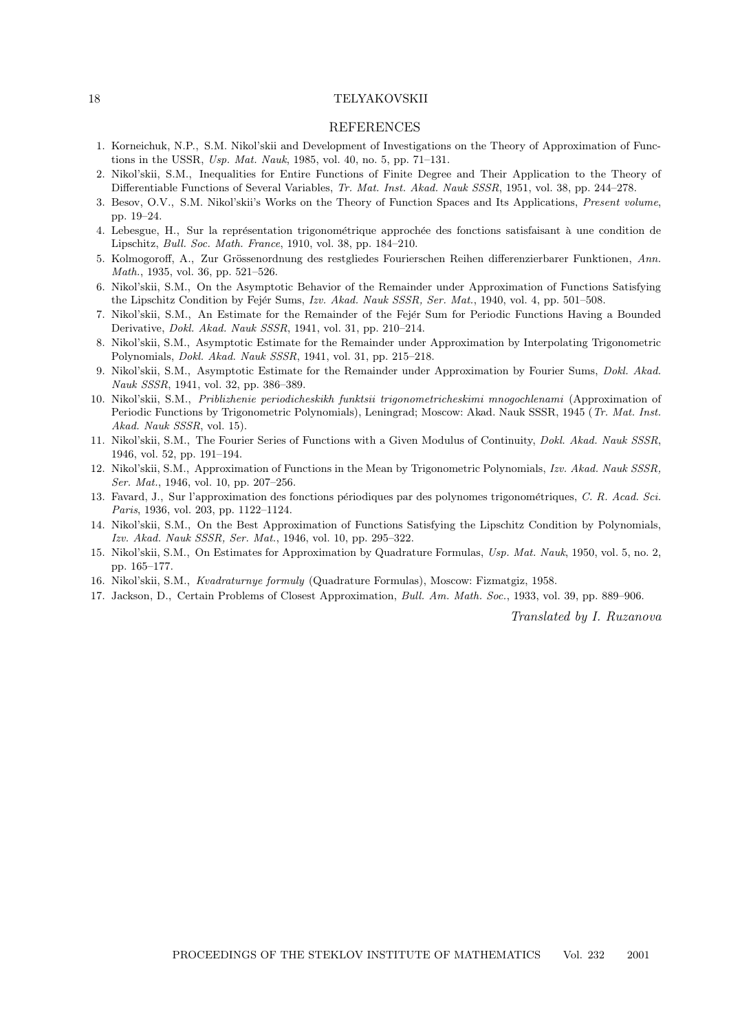## REFERENCES

1. Korneichuk, N.P., S.M. Nikol'skii and Development of Investigations on the Theory of Approximation of Functions in the USSR, *Usp. Mat. Nauk*, 1985, vol. 40, no. 5, pp. 71–131.
2. Nikol'skii, S.M., Inequalities for Entire Functions of Finite Degree and Their Application to the Theory of Differentiable Functions of Several Variables, *Tr. Mat. Inst. Akad. Nauk SSSR*, 1951, vol. 38, pp. 244–278.
3. Besov, O.V., S.M. Nikol'skii's Works on the Theory of Function Spaces and Its Applications, *Present volume*, pp. 19–24.
4. Lebesgue, H., Sur la représentation trigonométrique approchée des fonctions satisfaisant à une condition de Lipschitz, *Bull. Soc. Math. France*, 1910, vol. 38, pp. 184–210.
5. Kolmogoroff, A., Zur Grössenordnung des restgliedes Fourierschen Reihen differenzierbarer Funktionen, *Ann. Math.*, 1935, vol. 36, pp. 521–526.
6. Nikol'skii, S.M., On the Asymptotic Behavior of the Remainder under Approximation of Functions Satisfying the Lipschitz Condition by Fejér Sums, *Izv. Akad. Nauk SSSR, Ser. Mat.*, 1940, vol. 4, pp. 501–508.
7. Nikol'skii, S.M., An Estimate for the Remainder of the Fejér Sum for Periodic Functions Having a Bounded Derivative, *Dokl. Akad. Nauk SSSR*, 1941, vol. 31, pp. 210–214.
8. Nikol'skii, S.M., Asymptotic Estimate for the Remainder under Approximation by Interpolating Trigonometric Polynomials, *Dokl. Akad. Nauk SSSR*, 1941, vol. 31, pp. 215–218.
9. Nikol'skii, S.M., Asymptotic Estimate for the Remainder under Approximation by Fourier Sums, *Dokl. Akad. Nauk SSSR*, 1941, vol. 32, pp. 386–389.
10. Nikol'skii, S.M., *Priblizhenie periodicheskikh funktsii trigonometricheskimi mnogochlenami* (Approximation of Periodic Functions by Trigonometric Polynomials), Leningrad; Moscow: Akad. Nauk SSSR, 1945 (*Tr. Mat. Inst. Akad. Nauk SSSR*, vol. 15).
11. Nikol'skii, S.M., The Fourier Series of Functions with a Given Modulus of Continuity, *Dokl. Akad. Nauk SSSR*, 1946, vol. 52, pp. 191–194.
12. Nikol'skii, S.M., Approximation of Functions in the Mean by Trigonometric Polynomials, *Izv. Akad. Nauk SSSR, Ser. Mat.*, 1946, vol. 10, pp. 207–256.
13. Favard, J., Sur l'approximation des fonctions périodiques par des polynomes trigonométriques, *C. R. Acad. Sci. Paris*, 1936, vol. 203, pp. 1122–1124.
14. Nikol'skii, S.M., On the Best Approximation of Functions Satisfying the Lipschitz Condition by Polynomials, *Izv. Akad. Nauk SSSR, Ser. Mat.*, 1946, vol. 10, pp. 295–322.
15. Nikol'skii, S.M., On Estimates for Approximation by Quadrature Formulas, *Usp. Mat. Nauk*, 1950, vol. 5, no. 2, pp. 165–177.
16. Nikol'skii, S.M., *Kvadraturnye formuly* (Quadrature Formulas), Moscow: Fizmatgiz, 1958.
17. Jackson, D., Certain Problems of Closest Approximation, *Bull. Am. Math. Soc.*, 1933, vol. 39, pp. 889–906.

*Translated by I. Ruzanova*